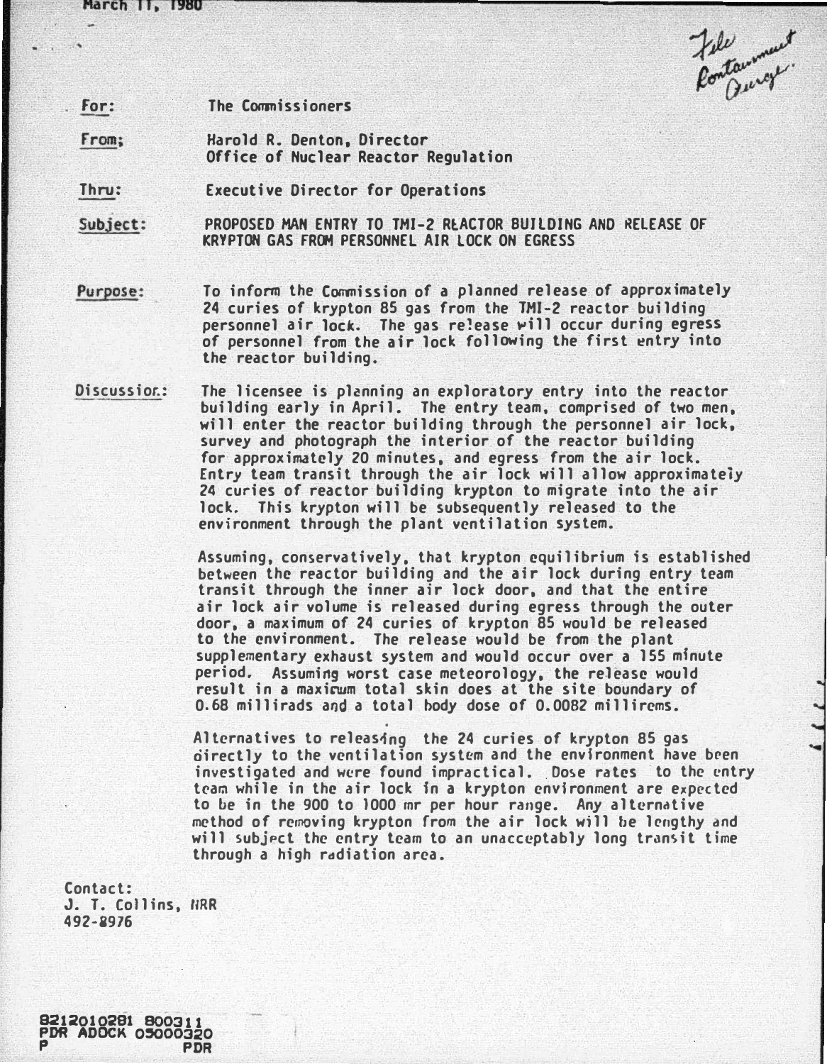March 11, 1980

File Containment Purge.

**For:** The Commissioners

**From:** Harold R. Denton, Director
Office of Nuclear Reactor Regulation

**Thru:** Executive Director for Operations

**Subject:** PROPOSED MAN ENTRY TO TMI-2 REACTOR BUILDING AND RELEASE OF KRYPTON GAS FROM PERSONNEL AIR LOCK ON EGRESS

**Purpose:** To inform the Commission of a planned release of approximately 24 curies of krypton 85 gas from the TMI-2 reactor building personnel air lock. The gas release will occur during egress of personnel from the air lock following the first entry into the reactor building.

**Discussion:** The licensee is planning an exploratory entry into the reactor building early in April. The entry team, comprised of two men, will enter the reactor building through the personnel air lock, survey and photograph the interior of the reactor building for approximately 20 minutes, and egress from the air lock. Entry team transit through the air lock will allow approximately 24 curies of reactor building krypton to migrate into the air lock. This krypton will be subsequently released to the environment through the plant ventilation system.

Assuming, conservatively, that krypton equilibrium is established between the reactor building and the air lock during entry team transit through the inner air lock door, and that the entire air lock air volume is released during egress through the outer door, a maximum of 24 curies of krypton 85 would be released to the environment. The release would be from the plant supplementary exhaust system and would occur over a 155 minute period. Assuming worst case meteorology, the release would result in a maximum total skin does at the site boundary of 0.68 millirads and a total body dose of 0.0082 millirems.

Alternatives to releasing the 24 curies of krypton 85 gas directly to the ventilation system and the environment have been investigated and were found impractical. Dose rates to the entry team while in the air lock in a krypton environment are expected to be in the 900 to 1000 mr per hour range. Any alternative method of removing krypton from the air lock will be lengthy and will subject the entry team to an unacceptably long transit time through a high radiation area.

Contact:
J. T. Collins, NRR
492-8976

8212010281 800311
PDR ADOCK 05000320
P PDR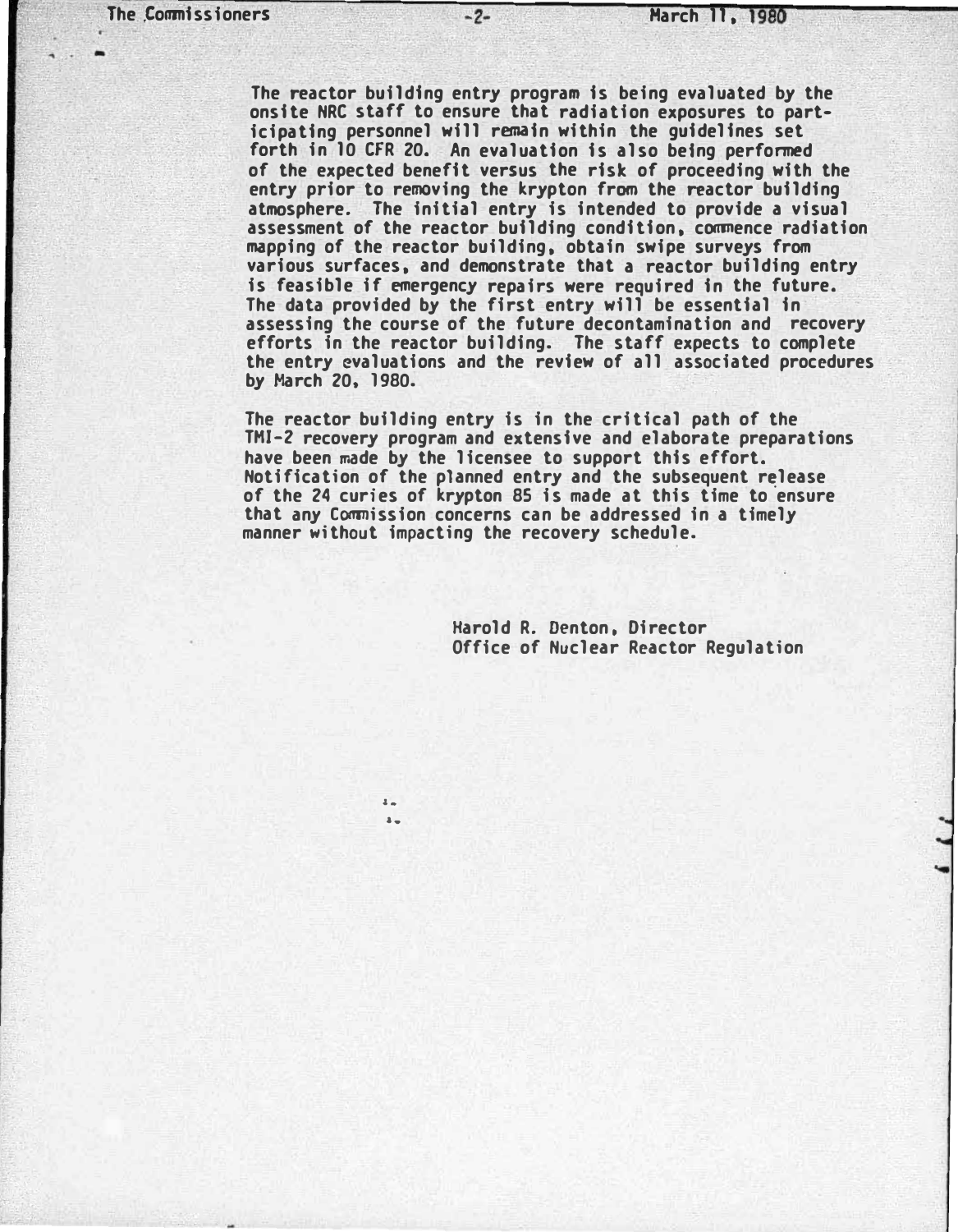The reactor building entry program is being evaluated by the onsite NRC staff to ensure that radiation exposures to participating personnel will remain within the guidelines set forth in 10 CFR 20. An evaluation is also being performed of the expected benefit versus the risk of proceeding with the entry prior to removing the krypton from the reactor building atmosphere. The initial entry is intended to provide a visual assessment of the reactor building condition, commence radiation mapping of the reactor building, obtain swipe surveys from various surfaces, and demonstrate that a reactor building entry is feasible if emergency repairs were required in the future. The data provided by the first entry will be essential in assessing the course of the future decontamination and recovery efforts in the reactor building. The staff expects to complete the entry evaluations and the review of all associated procedures by March 20, 1980.

The reactor building entry is in the critical path of the TMI-2 recovery program and extensive and elaborate preparations have been made by the licensee to support this effort. Notification of the planned entry and the subsequent release of the 24 curies of krypton 85 is made at this time to ensure that any Commission concerns can be addressed in a timely manner without impacting the recovery schedule.

Harold R. Denton, Director
Office of Nuclear Reactor Regulation